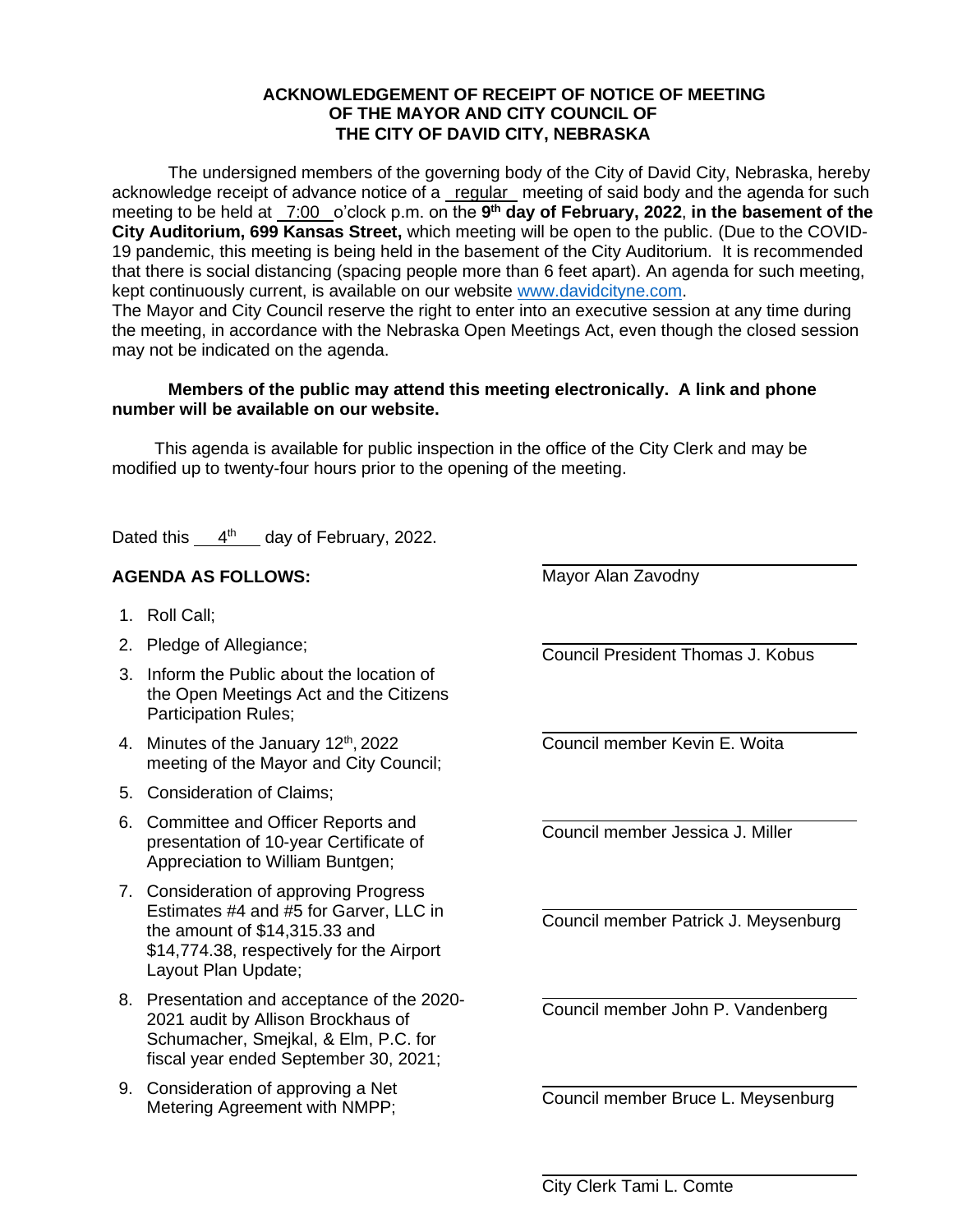**ACKNOWLEDGEMENT OF RECEIPT OF NOTICE OF MEETING OF THE MAYOR AND CITY COUNCIL OF THE CITY OF DAVID CITY, NEBRASKA**

The undersigned members of the governing body of the City of David City, Nebraska, hereby acknowledge receipt of advance notice of a regular meeting of said body and the agenda for such meeting to be held at 7:00 o'clock p.m. on the **9th day of February, 2022**, **in the basement of the City Auditorium, 699 Kansas Street,** which meeting will be open to the public. (Due to the COVID-19 pandemic, this meeting is being held in the basement of the City Auditorium. It is recommended that there is social distancing (spacing people more than 6 feet apart). An agenda for such meeting, kept continuously current, is available on our website www.davidcityne.com.
The Mayor and City Council reserve the right to enter into an executive session at any time during the meeting, in accordance with the Nebraska Open Meetings Act, even though the closed session may not be indicated on the agenda.

**Members of the public may attend this meeting electronically. A link and phone number will be available on our website.**

This agenda is available for public inspection in the office of the City Clerk and may be modified up to twenty-four hours prior to the opening of the meeting.

Dated this 4th day of February, 2022.

**AGENDA AS FOLLOWS:**

1. Roll Call;
2. Pledge of Allegiance;
3. Inform the Public about the location of the Open Meetings Act and the Citizens Participation Rules;
4. Minutes of the January 12th, 2022 meeting of the Mayor and City Council;
5. Consideration of Claims;
6. Committee and Officer Reports and presentation of 10-year Certificate of Appreciation to William Buntgen;
7. Consideration of approving Progress Estimates #4 and #5 for Garver, LLC in the amount of $14,315.33 and $14,774.38, respectively for the Airport Layout Plan Update;
8. Presentation and acceptance of the 2020-2021 audit by Allison Brockhaus of Schumacher, Smejkal, & Elm, P.C. for fiscal year ended September 30, 2021;
9. Consideration of approving a Net Metering Agreement with NMPP;

______________________
Mayor Alan Zavodny

______________________
Council President Thomas J. Kobus

______________________
Council member Kevin E. Woita

______________________
Council member Jessica J. Miller

______________________
Council member Patrick J. Meysenburg

______________________
Council member John P. Vandenberg

______________________
Council member Bruce L. Meysenburg

______________________
City Clerk Tami L. Comte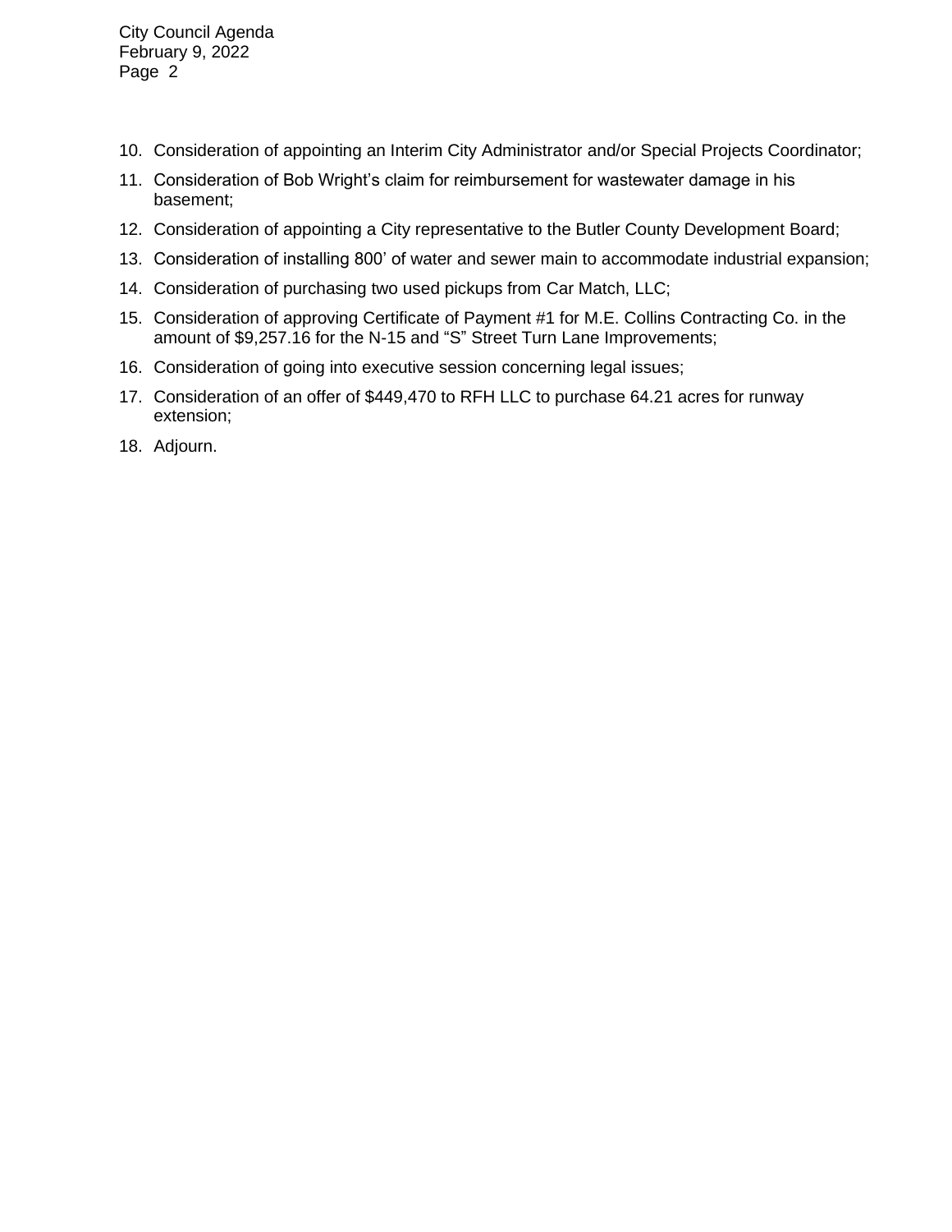10. Consideration of appointing an Interim City Administrator and/or Special Projects Coordinator;
11. Consideration of Bob Wright's claim for reimbursement for wastewater damage in his basement;
12. Consideration of appointing a City representative to the Butler County Development Board;
13. Consideration of installing 800' of water and sewer main to accommodate industrial expansion;
14. Consideration of purchasing two used pickups from Car Match, LLC;
15. Consideration of approving Certificate of Payment #1 for M.E. Collins Contracting Co. in the amount of $9,257.16 for the N-15 and "S" Street Turn Lane Improvements;
16. Consideration of going into executive session concerning legal issues;
17. Consideration of an offer of $449,470 to RFH LLC to purchase 64.21 acres for runway extension;
18. Adjourn.